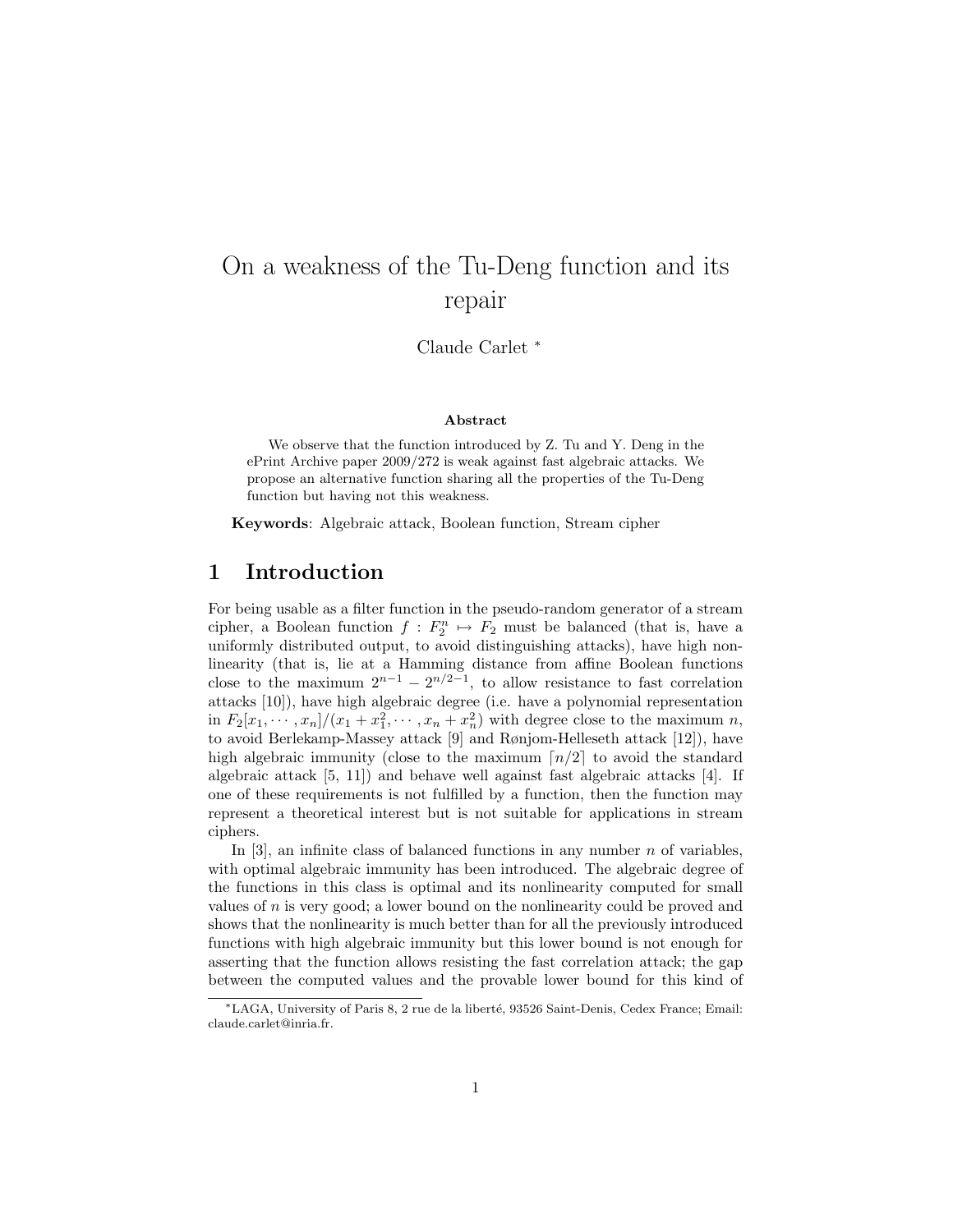# On a weakness of the Tu-Deng function and its repair

Claude Carlet [*]

**Abstract**

We observe that the function introduced by Z. Tu and Y. Deng in the ePrint Archive paper 2009/272 is weak against fast algebraic attacks. We propose an alternative function sharing all the properties of the Tu-Deng function but having not this weakness.

**Keywords**: Algebraic attack, Boolean function, Stream cipher

## 1 Introduction

For being usable as a filter function in the pseudo-random generator of a stream cipher, a Boolean function $f : F_2^n \mapsto F_2$ must be balanced (that is, have a uniformly distributed output, to avoid distinguishing attacks), have high nonlinearity (that is, lie at a Hamming distance from affine Boolean functions close to the maximum $2^{n-1} - 2^{n/2-1}$, to allow resistance to fast correlation attacks [10]), have high algebraic degree (i.e. have a polynomial representation in $F_2[x_1, \cdots, x_n]/(x_1 + x_1^2, \cdots, x_n + x_n^2)$ with degree close to the maximum $n$, to avoid Berlekamp-Massey attack [9] and Rønjom-Helleseth attack [12]), have high algebraic immunity (close to the maximum $\lceil n/2 \rceil$ to avoid the standard algebraic attack [5, 11]) and behave well against fast algebraic attacks [4]. If one of these requirements is not fulfilled by a function, then the function may represent a theoretical interest but is not suitable for applications in stream ciphers.

In [3], an infinite class of balanced functions in any number $n$ of variables, with optimal algebraic immunity has been introduced. The algebraic degree of the functions in this class is optimal and its nonlinearity computed for small values of $n$ is very good; a lower bound on the nonlinearity could be proved and shows that the nonlinearity is much better than for all the previously introduced functions with high algebraic immunity but this lower bound is not enough for asserting that the function allows resisting the fast correlation attack; the gap between the computed values and the provable lower bound for this kind of

[*] LAGA, University of Paris 8, 2 rue de la liberté, 93526 Saint-Denis, Cedex France; Email: claude.carlet@inria.fr.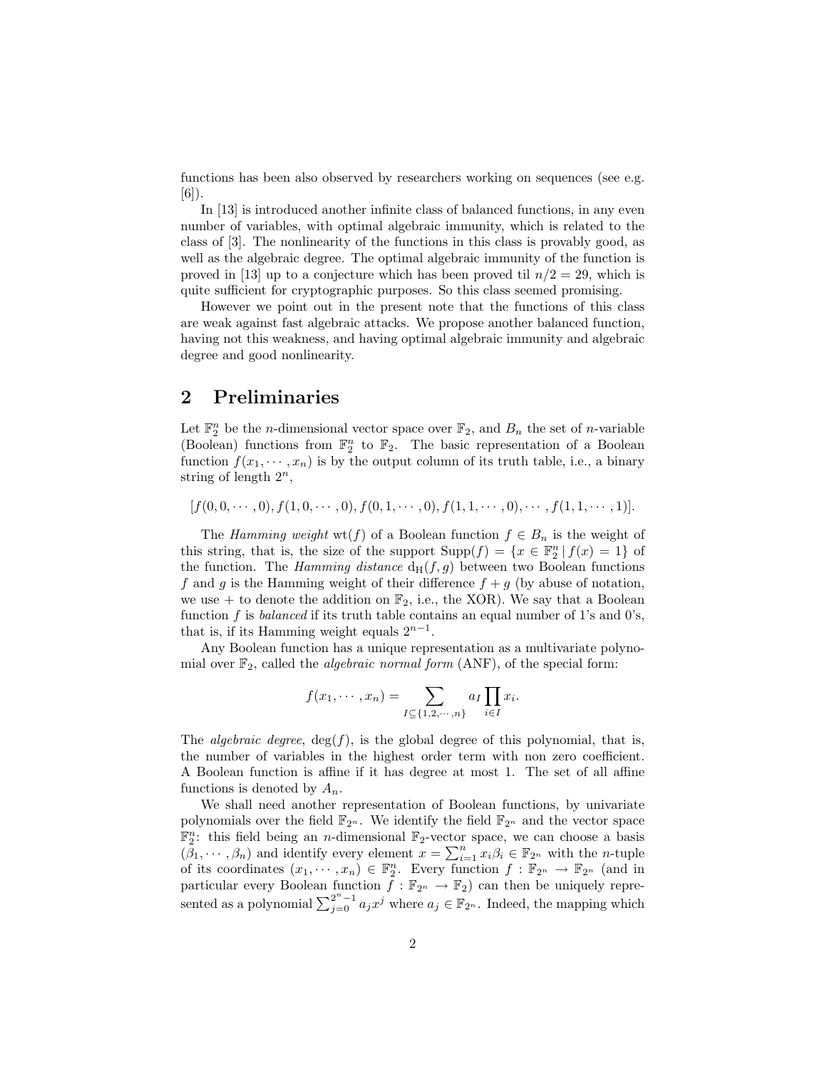functions has been also observed by researchers working on sequences (see e.g. [6]).

In [13] is introduced another infinite class of balanced functions, in any even number of variables, with optimal algebraic immunity, which is related to the class of [3]. The nonlinearity of the functions in this class is provably good, as well as the algebraic degree. The optimal algebraic immunity of the function is proved in [13] up to a conjecture which has been proved til $n/2 = 29$, which is quite sufficient for cryptographic purposes. So this class seemed promising.

However we point out in the present note that the functions of this class are weak against fast algebraic attacks. We propose another balanced function, having not this weakness, and having optimal algebraic immunity and algebraic degree and good nonlinearity.

## 2 Preliminaries

Let $\mathbb{F}_2^n$ be the $n$-dimensional vector space over $\mathbb{F}_2$, and $B_n$ the set of $n$-variable (Boolean) functions from $\mathbb{F}_2^n$ to $\mathbb{F}_2$. The basic representation of a Boolean function $f(x_1, \cdots, x_n)$ is by the output column of its truth table, i.e., a binary string of length $2^n$,

$$[f(0,0,\cdots,0), f(1,0,\cdots,0), f(0,1,\cdots,0), f(1,1,\cdots,0), \cdots, f(1,1,\cdots,1)].$$

The *Hamming weight* $\mathrm{wt}(f)$ of a Boolean function $f \in B_n$ is the weight of this string, that is, the size of the support $\mathrm{Supp}(f) = \{x \in \mathbb{F}_2^n \,|\, f(x) = 1\}$ of the function. The *Hamming distance* $\mathrm{d_H}(f, g)$ between two Boolean functions $f$ and $g$ is the Hamming weight of their difference $f + g$ (by abuse of notation, we use $+$ to denote the addition on $\mathbb{F}_2$, i.e., the XOR). We say that a Boolean function $f$ is *balanced* if its truth table contains an equal number of 1's and 0's, that is, if its Hamming weight equals $2^{n-1}$.

Any Boolean function has a unique representation as a multivariate polynomial over $\mathbb{F}_2$, called the *algebraic normal form* (ANF), of the special form:

$$f(x_1, \cdots, x_n) = \sum_{I \subseteq \{1,2,\cdots,n\}} a_I \prod_{i \in I} x_i.$$

The *algebraic degree*, $\deg(f)$, is the global degree of this polynomial, that is, the number of variables in the highest order term with non zero coefficient. A Boolean function is affine if it has degree at most 1. The set of all affine functions is denoted by $A_n$.

We shall need another representation of Boolean functions, by univariate polynomials over the field $\mathbb{F}_{2^n}$. We identify the field $\mathbb{F}_{2^n}$ and the vector space $\mathbb{F}_2^n$: this field being an $n$-dimensional $\mathbb{F}_2$-vector space, we can choose a basis $(\beta_1, \cdots, \beta_n)$ and identify every element $x = \sum_{i=1}^n x_i \beta_i \in \mathbb{F}_{2^n}$ with the $n$-tuple of its coordinates $(x_1, \cdots, x_n) \in \mathbb{F}_2^n$. Every function $f : \mathbb{F}_{2^n} \to \mathbb{F}_{2^n}$ (and in particular every Boolean function $f : \mathbb{F}_{2^n} \to \mathbb{F}_2$) can then be uniquely represented as a polynomial $\sum_{j=0}^{2^n-1} a_j x^j$ where $a_j \in \mathbb{F}_{2^n}$. Indeed, the mapping which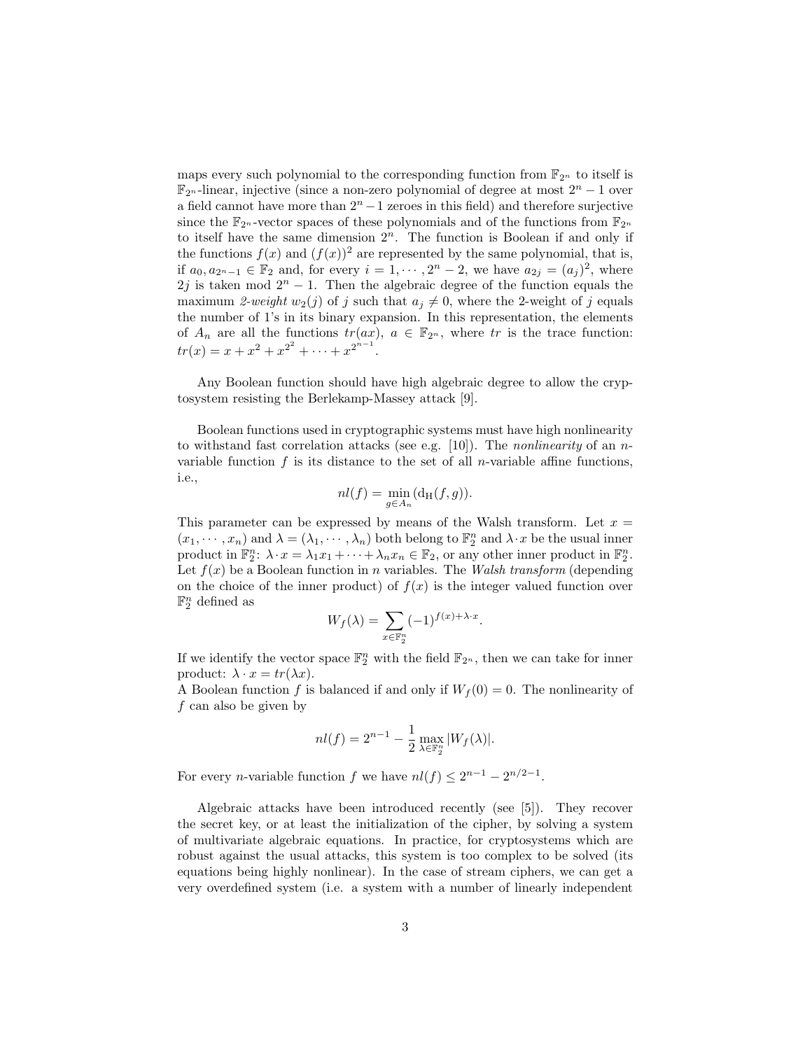maps every such polynomial to the corresponding function from $\mathbb{F}_{2^n}$ to itself is $\mathbb{F}_{2^n}$-linear, injective (since a non-zero polynomial of degree at most $2^n - 1$ over a field cannot have more than $2^n - 1$ zeroes in this field) and therefore surjective since the $\mathbb{F}_{2^n}$-vector spaces of these polynomials and of the functions from $\mathbb{F}_{2^n}$ to itself have the same dimension $2^n$. The function is Boolean if and only if the functions $f(x)$ and $(f(x))^2$ are represented by the same polynomial, that is, if $a_0, a_{2^n-1} \in \mathbb{F}_2$ and, for every $i = 1, \cdots, 2^n - 2$, we have $a_{2j} = (a_j)^2$, where $2j$ is taken mod $2^n - 1$. Then the algebraic degree of the function equals the maximum *2-weight* $w_2(j)$ of $j$ such that $a_j \neq 0$, where the 2-weight of $j$ equals the number of 1's in its binary expansion. In this representation, the elements of $A_n$ are all the functions $tr(ax)$, $a \in \mathbb{F}_{2^n}$, where $tr$ is the trace function: $tr(x) = x + x^2 + x^{2^2} + \cdots + x^{2^{n-1}}$.

Any Boolean function should have high algebraic degree to allow the cryptosystem resisting the Berlekamp-Massey attack [9].

Boolean functions used in cryptographic systems must have high nonlinearity to withstand fast correlation attacks (see e.g. [10]). The *nonlinearity* of an $n$-variable function $f$ is its distance to the set of all $n$-variable affine functions, i.e.,

$$nl(f) = \min_{g \in A_n} (\mathrm{d_H}(f, g)).$$

This parameter can be expressed by means of the Walsh transform. Let $x = (x_1, \cdots, x_n)$ and $\lambda = (\lambda_1, \cdots, \lambda_n)$ both belong to $\mathbb{F}_2^n$ and $\lambda \cdot x$ be the usual inner product in $\mathbb{F}_2^n$: $\lambda \cdot x = \lambda_1 x_1 + \cdots + \lambda_n x_n \in \mathbb{F}_2$, or any other inner product in $\mathbb{F}_2^n$. Let $f(x)$ be a Boolean function in $n$ variables. The *Walsh transform* (depending on the choice of the inner product) of $f(x)$ is the integer valued function over $\mathbb{F}_2^n$ defined as

$$W_f(\lambda) = \sum_{x \in \mathbb{F}_2^n} (-1)^{f(x) + \lambda \cdot x}.$$

If we identify the vector space $\mathbb{F}_2^n$ with the field $\mathbb{F}_{2^n}$, then we can take for inner product: $\lambda \cdot x = tr(\lambda x)$.
A Boolean function $f$ is balanced if and only if $W_f(0) = 0$. The nonlinearity of $f$ can also be given by

$$nl(f) = 2^{n-1} - \frac{1}{2} \max_{\lambda \in \mathbb{F}_2^n} |W_f(\lambda)|.$$

For every $n$-variable function $f$ we have $nl(f) \leq 2^{n-1} - 2^{n/2-1}$.

Algebraic attacks have been introduced recently (see [5]). They recover the secret key, or at least the initialization of the cipher, by solving a system of multivariate algebraic equations. In practice, for cryptosystems which are robust against the usual attacks, this system is too complex to be solved (its equations being highly nonlinear). In the case of stream ciphers, we can get a very overdefined system (i.e. a system with a number of linearly independent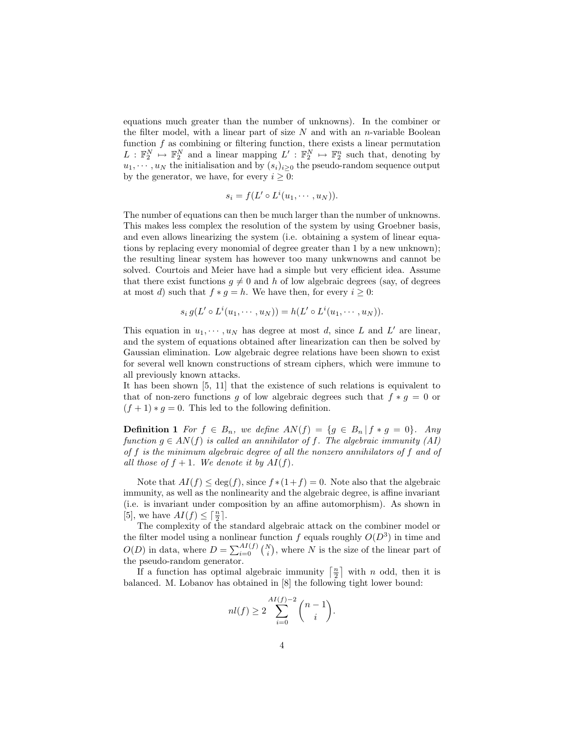equations much greater than the number of unknowns). In the combiner or the filter model, with a linear part of size $N$ and with an $n$-variable Boolean function $f$ as combining or filtering function, there exists a linear permutation $L : \mathbb{F}_2^N \mapsto \mathbb{F}_2^N$ and a linear mapping $L' : \mathbb{F}_2^N \mapsto \mathbb{F}_2^n$ such that, denoting by $u_1, \cdots, u_N$ the initialisation and by $(s_i)_{i\geq 0}$ the pseudo-random sequence output by the generator, we have, for every $i \geq 0$:

$$s_i = f(L' \circ L^i(u_1, \cdots, u_N)).$$

The number of equations can then be much larger than the number of unknowns. This makes less complex the resolution of the system by using Groebner basis, and even allows linearizing the system (i.e. obtaining a system of linear equations by replacing every monomial of degree greater than 1 by a new unknown); the resulting linear system has however too many unkwnowns and cannot be solved. Courtois and Meier have had a simple but very efficient idea. Assume that there exist functions $g \neq 0$ and $h$ of low algebraic degrees (say, of degrees at most $d$) such that $f * g = h$. We have then, for every $i \geq 0$:

$$s_i\, g(L' \circ L^i(u_1, \cdots, u_N)) = h(L' \circ L^i(u_1, \cdots, u_N)).$$

This equation in $u_1, \cdots, u_N$ has degree at most $d$, since $L$ and $L'$ are linear, and the system of equations obtained after linearization can then be solved by Gaussian elimination. Low algebraic degree relations have been shown to exist for several well known constructions of stream ciphers, which were immune to all previously known attacks.

It has been shown [5, 11] that the existence of such relations is equivalent to that of non-zero functions $g$ of low algebraic degrees such that $f * g = 0$ or $(f + 1) * g = 0$. This led to the following definition.

**Definition 1** *For $f \in B_n$, we define $AN(f) = \{g \in B_n \,|\, f * g = 0\}$. Any function $g \in AN(f)$ is called an annihilator of $f$. The algebraic immunity (AI) of $f$ is the minimum algebraic degree of all the nonzero annihilators of $f$ and of all those of $f + 1$. We denote it by $AI(f)$.*

Note that $AI(f) \leq \deg(f)$, since $f * (1 + f) = 0$. Note also that the algebraic immunity, as well as the nonlinearity and the algebraic degree, is affine invariant (i.e. is invariant under composition by an affine automorphism). As shown in [5], we have $AI(f) \leq \lceil \frac{n}{2} \rceil$.

The complexity of the standard algebraic attack on the combiner model or the filter model using a nonlinear function $f$ equals roughly $O(D^3)$ in time and $O(D)$ in data, where $D = \sum_{i=0}^{AI(f)} \binom{N}{i}$, where $N$ is the size of the linear part of the pseudo-random generator.

If a function has optimal algebraic immunity $\lceil \frac{n}{2} \rceil$ with $n$ odd, then it is balanced. M. Lobanov has obtained in [8] the following tight lower bound:

$$nl(f) \geq 2 \sum_{i=0}^{AI(f)-2} \binom{n-1}{i}.$$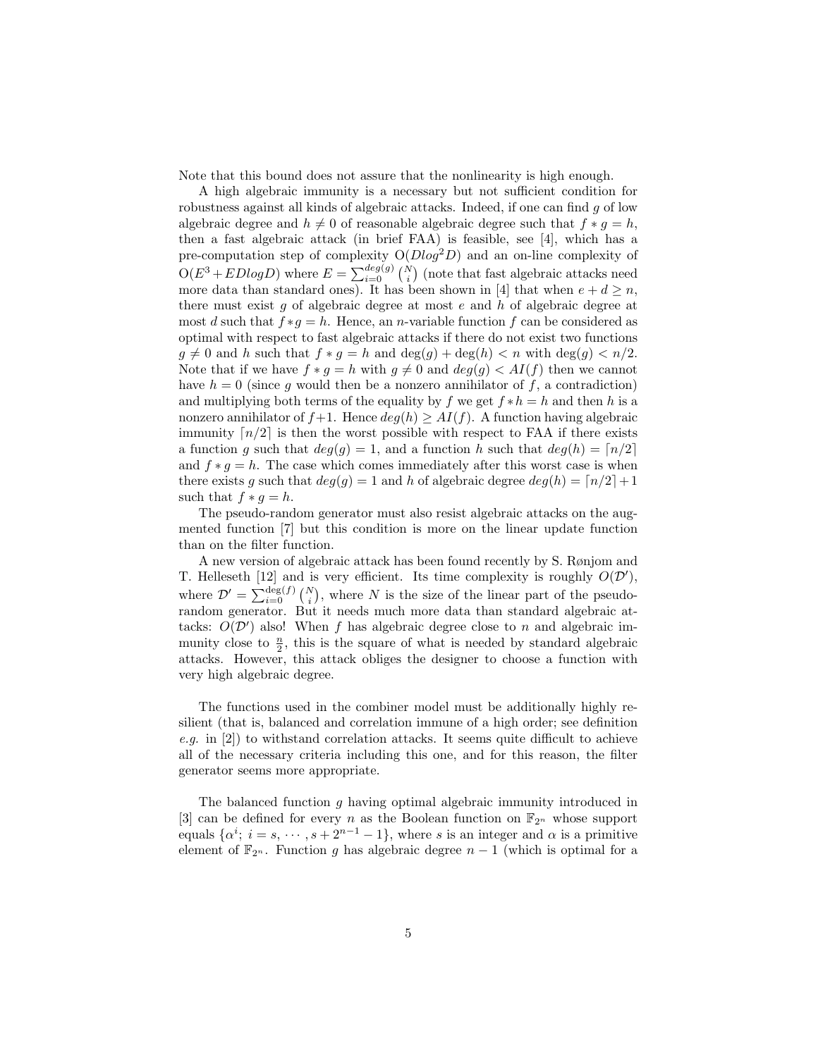Note that this bound does not assure that the nonlinearity is high enough.

A high algebraic immunity is a necessary but not sufficient condition for robustness against all kinds of algebraic attacks. Indeed, if one can find $g$ of low algebraic degree and $h \neq 0$ of reasonable algebraic degree such that $f * g = h$, then a fast algebraic attack (in brief FAA) is feasible, see [4], which has a pre-computation step of complexity $\mathrm{O}(Dlog^2D)$ and an on-line complexity of $\mathrm{O}(E^3 + EDlogD)$ where $E = \sum_{i=0}^{deg(g)} \binom{N}{i}$ (note that fast algebraic attacks need more data than standard ones). It has been shown in [4] that when $e + d \geq n$, there must exist $g$ of algebraic degree at most $e$ and $h$ of algebraic degree at most $d$ such that $f * g = h$. Hence, an $n$-variable function $f$ can be considered as optimal with respect to fast algebraic attacks if there do not exist two functions $g \neq 0$ and $h$ such that $f * g = h$ and $\deg(g) + \deg(h) < n$ with $\deg(g) < n/2$. Note that if we have $f * g = h$ with $g \neq 0$ and $deg(g) < AI(f)$ then we cannot have $h = 0$ (since $g$ would then be a nonzero annihilator of $f$, a contradiction) and multiplying both terms of the equality by $f$ we get $f * h = h$ and then $h$ is a nonzero annihilator of $f+1$. Hence $deg(h) \geq AI(f)$. A function having algebraic immunity $\lceil n/2 \rceil$ is then the worst possible with respect to FAA if there exists a function $g$ such that $deg(g) = 1$, and a function $h$ such that $deg(h) = \lceil n/2 \rceil$ and $f * g = h$. The case which comes immediately after this worst case is when there exists $g$ such that $deg(g) = 1$ and $h$ of algebraic degree $deg(h) = \lceil n/2 \rceil + 1$ such that $f * g = h$.

The pseudo-random generator must also resist algebraic attacks on the augmented function [7] but this condition is more on the linear update function than on the filter function.

A new version of algebraic attack has been found recently by S. Rønjom and T. Helleseth [12] and is very efficient. Its time complexity is roughly $O(\mathcal{D}')$, where $\mathcal{D}' = \sum_{i=0}^{\deg(f)} \binom{N}{i}$, where $N$ is the size of the linear part of the pseudo-random generator. But it needs much more data than standard algebraic attacks: $O(\mathcal{D}')$ also! When $f$ has algebraic degree close to $n$ and algebraic immunity close to $\frac{n}{2}$, this is the square of what is needed by standard algebraic attacks. However, this attack obliges the designer to choose a function with very high algebraic degree.

The functions used in the combiner model must be additionally highly resilient (that is, balanced and correlation immune of a high order; see definition *e.g.* in [2]) to withstand correlation attacks. It seems quite difficult to achieve all of the necessary criteria including this one, and for this reason, the filter generator seems more appropriate.

The balanced function $g$ having optimal algebraic immunity introduced in [3] can be defined for every $n$ as the Boolean function on $\mathbb{F}_{2^n}$ whose support equals $\{\alpha^i;\ i = s, \cdots, s + 2^{n-1} - 1\}$, where $s$ is an integer and $\alpha$ is a primitive element of $\mathbb{F}_{2^n}$. Function $g$ has algebraic degree $n - 1$ (which is optimal for a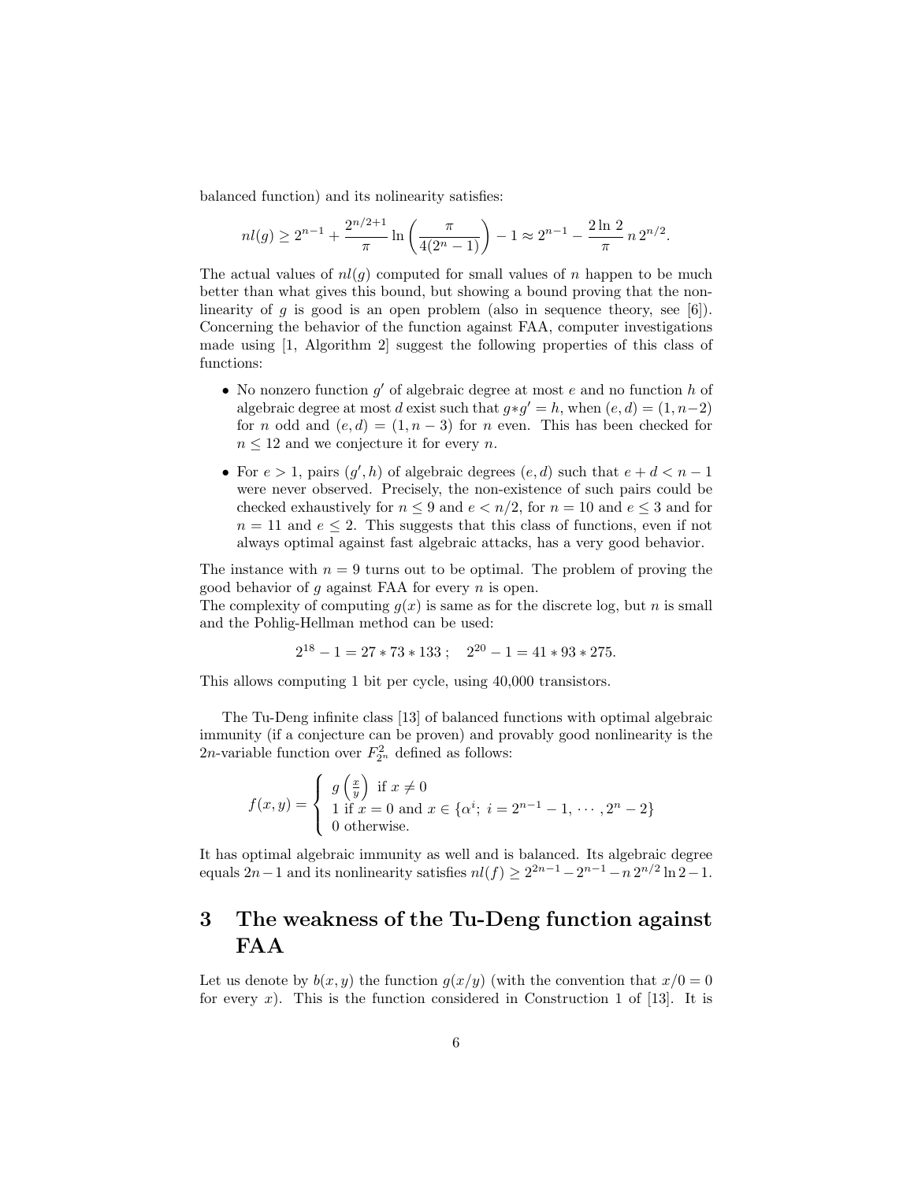balanced function) and its nolinearity satisfies:

$$nl(g) \geq 2^{n-1} + \frac{2^{n/2+1}}{\pi} \ln\left(\frac{\pi}{4(2^n-1)}\right) - 1 \approx 2^{n-1} - \frac{2\ln 2}{\pi}\, n\, 2^{n/2}.$$

The actual values of $nl(g)$ computed for small values of $n$ happen to be much better than what gives this bound, but showing a bound proving that the nonlinearity of $g$ is good is an open problem (also in sequence theory, see [6]). Concerning the behavior of the function against FAA, computer investigations made using [1, Algorithm 2] suggest the following properties of this class of functions:

- No nonzero function $g'$ of algebraic degree at most $e$ and no function $h$ of algebraic degree at most $d$ exist such that $g*g' = h$, when $(e,d) = (1, n-2)$ for $n$ odd and $(e,d) = (1, n-3)$ for $n$ even. This has been checked for $n \leq 12$ and we conjecture it for every $n$.
- For $e > 1$, pairs $(g', h)$ of algebraic degrees $(e,d)$ such that $e + d < n-1$ were never observed. Precisely, the non-existence of such pairs could be checked exhaustively for $n \leq 9$ and $e < n/2$, for $n = 10$ and $e \leq 3$ and for $n = 11$ and $e \leq 2$. This suggests that this class of functions, even if not always optimal against fast algebraic attacks, has a very good behavior.

The instance with $n = 9$ turns out to be optimal. The problem of proving the good behavior of $g$ against FAA for every $n$ is open.
The complexity of computing $g(x)$ is same as for the discrete log, but $n$ is small and the Pohlig-Hellman method can be used:

$$2^{18} - 1 = 27 * 73 * 133\ ; \quad 2^{20} - 1 = 41 * 93 * 275.$$

This allows computing 1 bit per cycle, using 40,000 transistors.

The Tu-Deng infinite class [13] of balanced functions with optimal algebraic immunity (if a conjecture can be proven) and provably good nonlinearity is the $2n$-variable function over $F_{2^n}^2$ defined as follows:

$$f(x,y) = \begin{cases} g\left(\frac{x}{y}\right) & \text{if } x \neq 0 \\ 1 \text{ if } x = 0 \text{ and } x \in \{\alpha^i;\ i = 2^{n-1}-1, \cdots, 2^n-2\} \\ 0 \text{ otherwise.} \end{cases}$$

It has optimal algebraic immunity as well and is balanced. Its algebraic degree equals $2n-1$ and its nonlinearity satisfies $nl(f) \geq 2^{2n-1} - 2^{n-1} - n\, 2^{n/2} \ln 2 - 1$.

# 3 The weakness of the Tu-Deng function against FAA

Let us denote by $b(x,y)$ the function $g(x/y)$ (with the convention that $x/0 = 0$ for every $x$). This is the function considered in Construction 1 of [13]. It is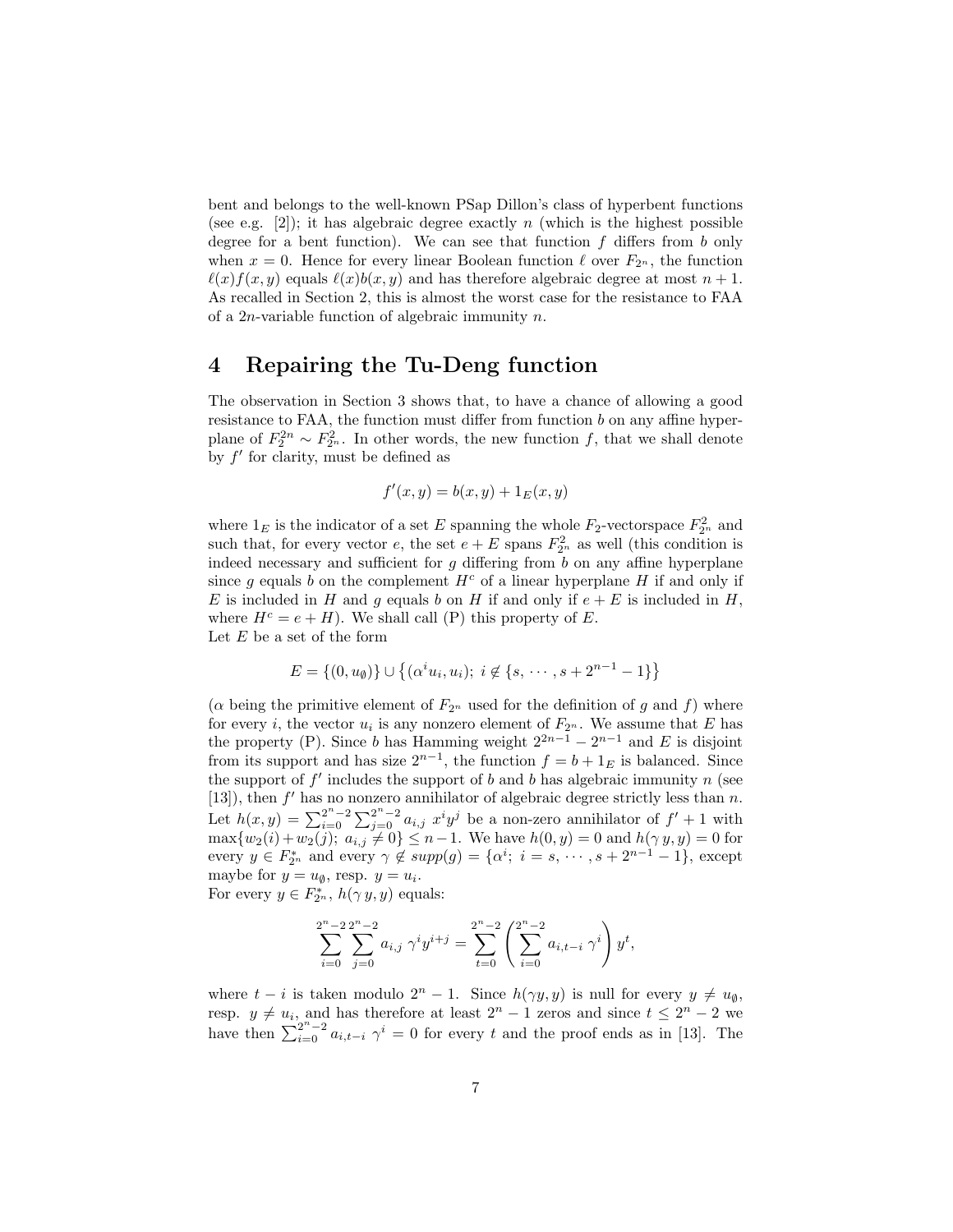bent and belongs to the well-known PSap Dillon's class of hyperbent functions (see e.g. [2]); it has algebraic degree exactly $n$ (which is the highest possible degree for a bent function). We can see that function $f$ differs from $b$ only when $x = 0$. Hence for every linear Boolean function $\ell$ over $F_{2^n}$, the function $\ell(x)f(x,y)$ equals $\ell(x)b(x,y)$ and has therefore algebraic degree at most $n+1$. As recalled in Section 2, this is almost the worst case for the resistance to FAA of a $2n$-variable function of algebraic immunity $n$.

## 4 Repairing the Tu-Deng function

The observation in Section 3 shows that, to have a chance of allowing a good resistance to FAA, the function must differ from function $b$ on any affine hyperplane of $F_2^{2n} \sim F_{2^n}^2$. In other words, the new function $f$, that we shall denote by $f'$ for clarity, must be defined as

$$f'(x,y) = b(x,y) + 1_E(x,y)$$

where $1_E$ is the indicator of a set $E$ spanning the whole $F_2$-vectorspace $F_{2^n}^2$ and such that, for every vector $e$, the set $e+E$ spans $F_{2^n}^2$ as well (this condition is indeed necessary and sufficient for $g$ differing from $b$ on any affine hyperplane since $g$ equals $b$ on the complement $H^c$ of a linear hyperplane $H$ if and only if $E$ is included in $H$ and $g$ equals $b$ on $H$ if and only if $e+E$ is included in $H$, where $H^c = e + H$). We shall call (P) this property of $E$.
Let $E$ be a set of the form

$$E = \{(0, u_\emptyset)\} \cup \left\{(\alpha^i u_i, u_i);\ i \notin \{s, \cdots, s+2^{n-1}-1\}\right\}$$

($\alpha$ being the primitive element of $F_{2^n}$ used for the definition of $g$ and $f$) where for every $i$, the vector $u_i$ is any nonzero element of $F_{2^n}$. We assume that $E$ has the property (P). Since $b$ has Hamming weight $2^{2n-1} - 2^{n-1}$ and $E$ is disjoint from its support and has size $2^{n-1}$, the function $f = b + 1_E$ is balanced. Since the support of $f'$ includes the support of $b$ and $b$ has algebraic immunity $n$ (see [13]), then $f'$ has no nonzero annihilator of algebraic degree strictly less than $n$. Let $h(x,y) = \sum_{i=0}^{2^n-2}\sum_{j=0}^{2^n-2} a_{i,j}\ x^i y^j$ be a non-zero annihilator of $f'+1$ with $\max\{w_2(i)+w_2(j);\ a_{i,j} \neq 0\} \leq n-1$. We have $h(0,y) = 0$ and $h(\gamma\, y, y) = 0$ for every $y \in F_{2^n}^*$ and every $\gamma \notin supp(g) = \{\alpha^i;\ i = s, \cdots, s+2^{n-1}-1\}$, except maybe for $y = u_\emptyset$, resp. $y = u_i$.
For every $y \in F_{2^n}^*$, $h(\gamma\, y, y)$ equals:

$$\sum_{i=0}^{2^n-2}\sum_{j=0}^{2^n-2} a_{i,j}\ \gamma^i y^{i+j} = \sum_{t=0}^{2^n-2}\left(\sum_{i=0}^{2^n-2} a_{i,t-i}\ \gamma^i\right) y^t,$$

where $t-i$ is taken modulo $2^n-1$. Since $h(\gamma y, y)$ is null for every $y \neq u_\emptyset$, resp. $y \neq u_i$, and has therefore at least $2^n-1$ zeros and since $t \leq 2^n-2$ we have then $\sum_{i=0}^{2^n-2} a_{i,t-i}\ \gamma^i = 0$ for every $t$ and the proof ends as in [13]. The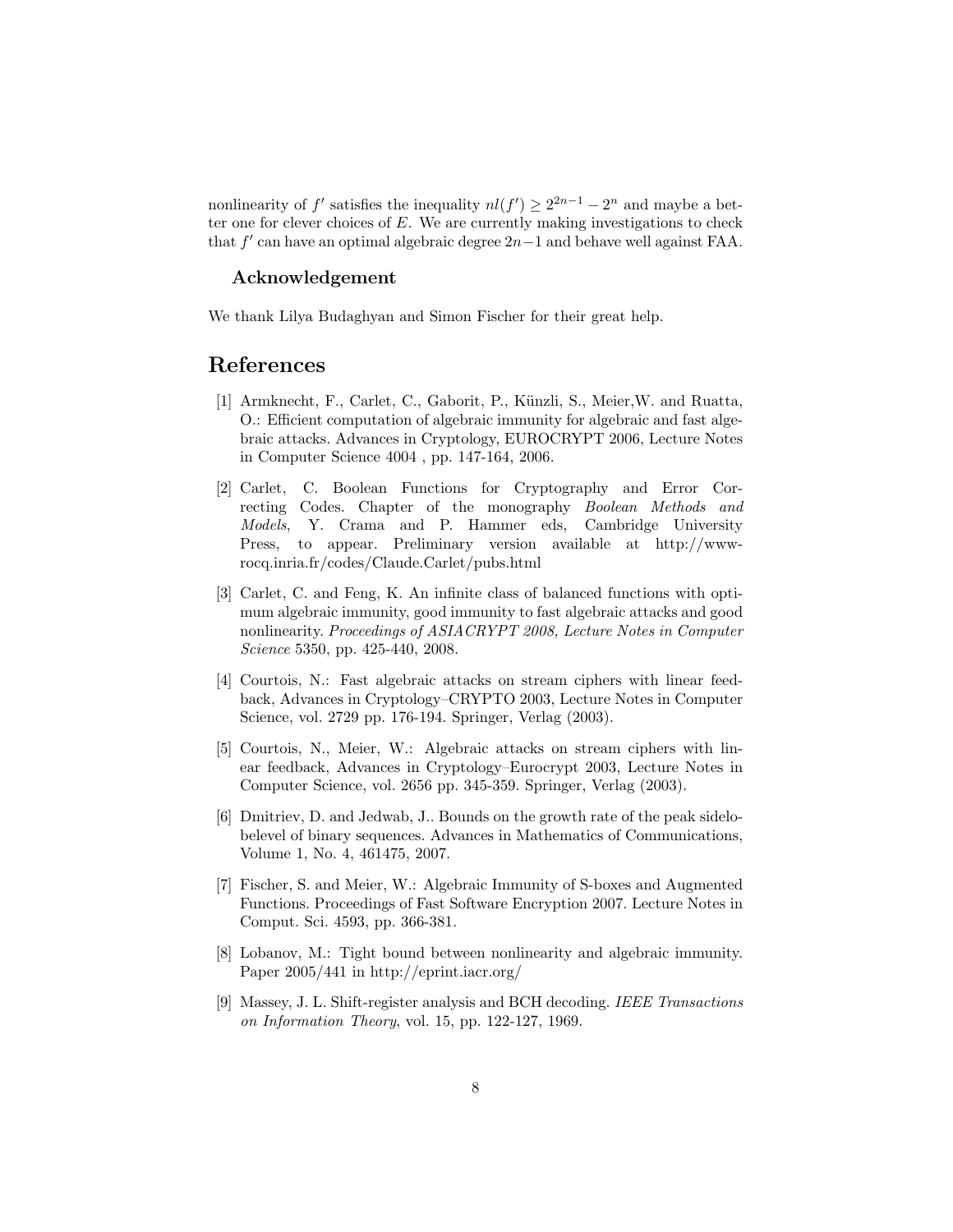nonlinearity of $f'$ satisfies the inequality $nl(f') \geq 2^{2n-1} - 2^n$ and maybe a better one for clever choices of $E$. We are currently making investigations to check that $f'$ can have an optimal algebraic degree $2n-1$ and behave well against FAA.

### Acknowledgement

We thank Lilya Budaghyan and Simon Fischer for their great help.

## References

[1] Armknecht, F., Carlet, C., Gaborit, P., Künzli, S., Meier,W. and Ruatta, O.: Efficient computation of algebraic immunity for algebraic and fast algebraic attacks. Advances in Cryptology, EUROCRYPT 2006, Lecture Notes in Computer Science 4004 , pp. 147-164, 2006.

[2] Carlet, C. Boolean Functions for Cryptography and Error Correcting Codes. Chapter of the monography *Boolean Methods and Models*, Y. Crama and P. Hammer eds, Cambridge University Press, to appear. Preliminary version available at http://www-rocq.inria.fr/codes/Claude.Carlet/pubs.html

[3] Carlet, C. and Feng, K. An infinite class of balanced functions with optimum algebraic immunity, good immunity to fast algebraic attacks and good nonlinearity. *Proceedings of ASIACRYPT 2008, Lecture Notes in Computer Science* 5350, pp. 425-440, 2008.

[4] Courtois, N.: Fast algebraic attacks on stream ciphers with linear feedback, Advances in Cryptology–CRYPTO 2003, Lecture Notes in Computer Science, vol. 2729 pp. 176-194. Springer, Verlag (2003).

[5] Courtois, N., Meier, W.: Algebraic attacks on stream ciphers with linear feedback, Advances in Cryptology–Eurocrypt 2003, Lecture Notes in Computer Science, vol. 2656 pp. 345-359. Springer, Verlag (2003).

[6] Dmitriev, D. and Jedwab, J.. Bounds on the growth rate of the peak sidelobelevel of binary sequences. Advances in Mathematics of Communications, Volume 1, No. 4, 461475, 2007.

[7] Fischer, S. and Meier, W.: Algebraic Immunity of S-boxes and Augmented Functions. Proceedings of Fast Software Encryption 2007. Lecture Notes in Comput. Sci. 4593, pp. 366-381.

[8] Lobanov, M.: Tight bound between nonlinearity and algebraic immunity. Paper 2005/441 in http://eprint.iacr.org/

[9] Massey, J. L. Shift-register analysis and BCH decoding. *IEEE Transactions on Information Theory*, vol. 15, pp. 122-127, 1969.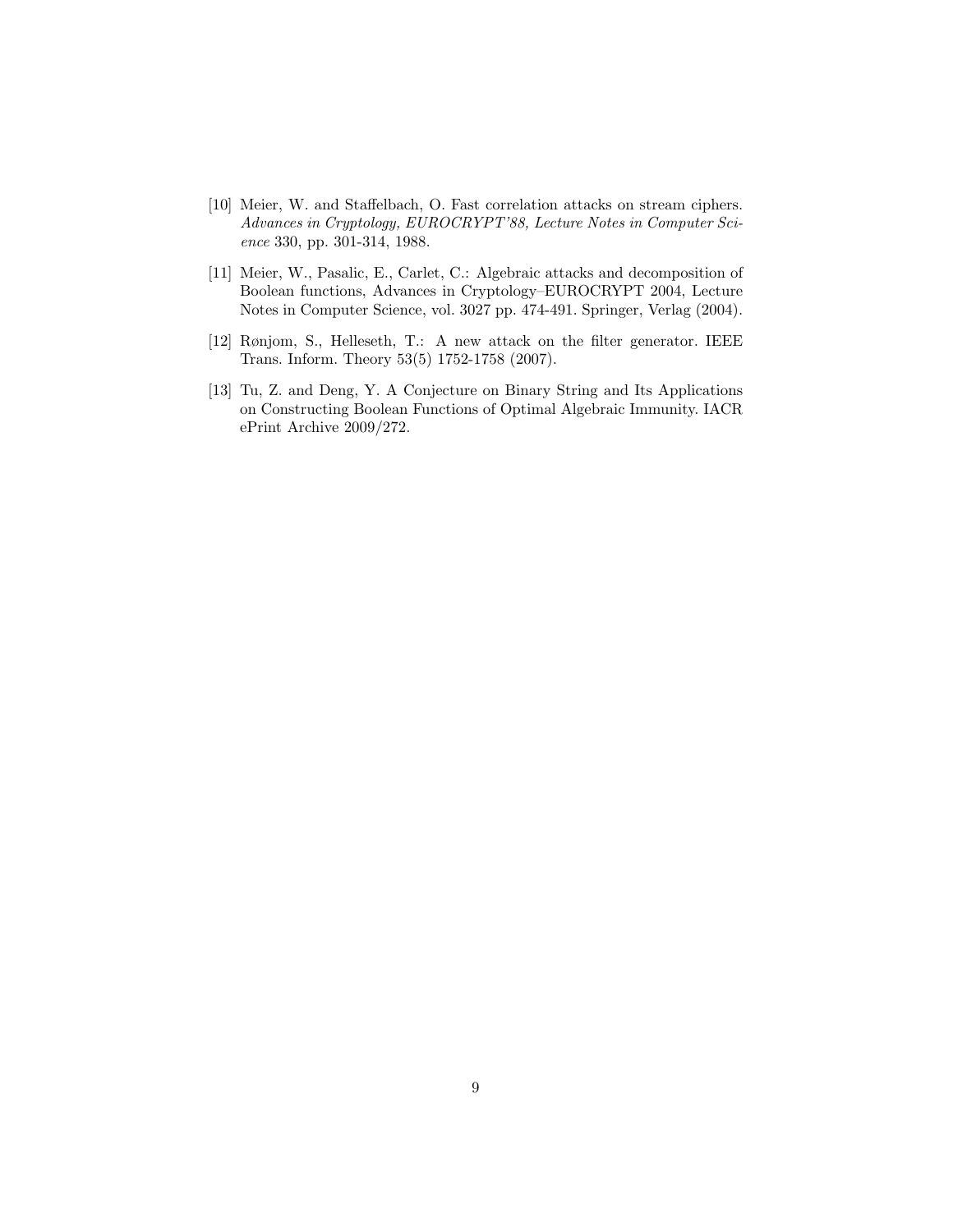[10] Meier, W. and Staffelbach, O. Fast correlation attacks on stream ciphers. *Advances in Cryptology, EUROCRYPT'88, Lecture Notes in Computer Science* 330, pp. 301-314, 1988.

[11] Meier, W., Pasalic, E., Carlet, C.: Algebraic attacks and decomposition of Boolean functions, Advances in Cryptology–EUROCRYPT 2004, Lecture Notes in Computer Science, vol. 3027 pp. 474-491. Springer, Verlag (2004).

[12] Rønjom, S., Helleseth, T.: A new attack on the filter generator. IEEE Trans. Inform. Theory 53(5) 1752-1758 (2007).

[13] Tu, Z. and Deng, Y. A Conjecture on Binary String and Its Applications on Constructing Boolean Functions of Optimal Algebraic Immunity. IACR ePrint Archive 2009/272.